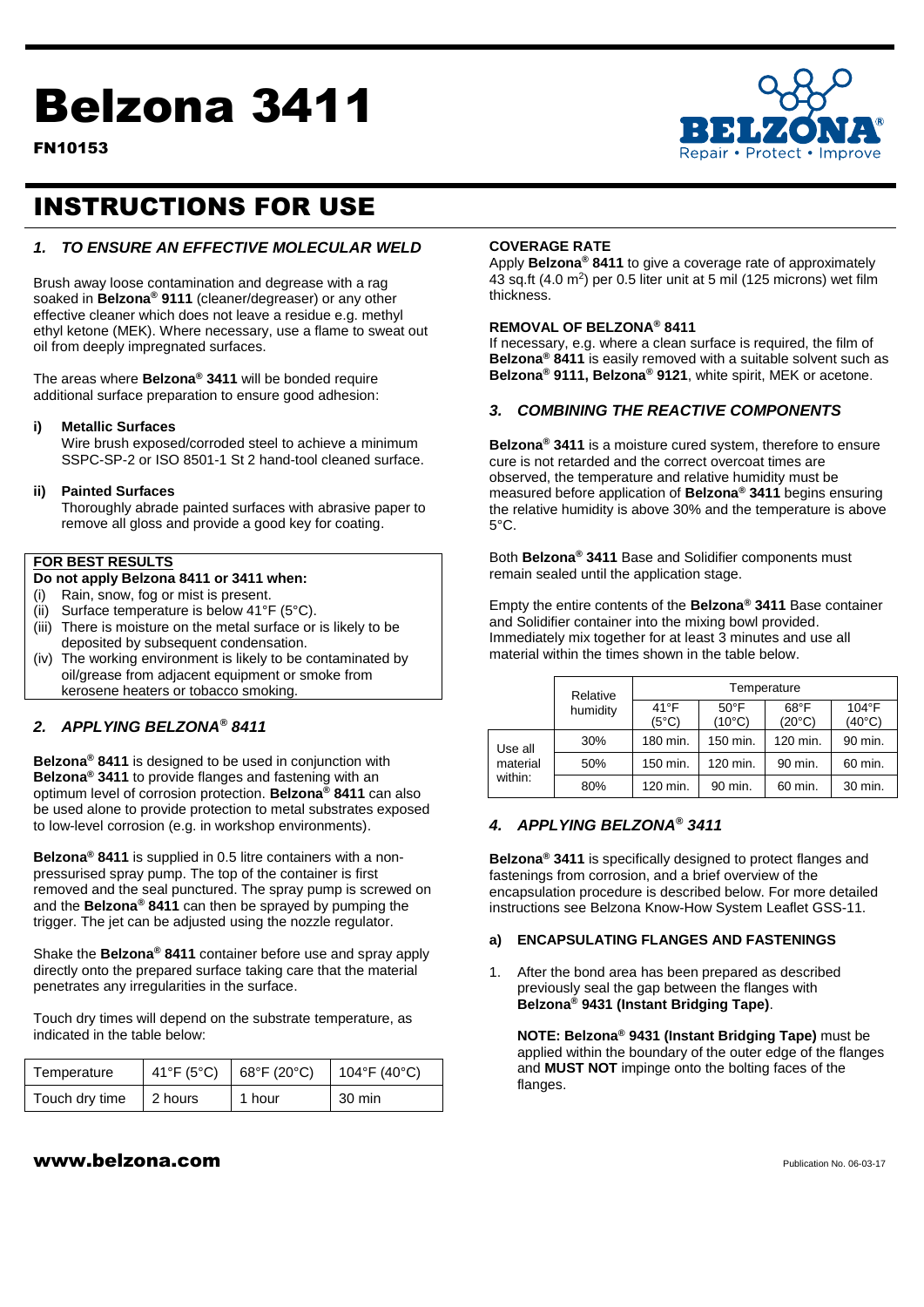# Belzona 3411

**FN10153**

# INSTRUCTIONS FOR USE

## *1. TO ENSURE AN EFFECTIVE MOLECULAR WELD*

Brush away loose contamination and degrease with a rag soaked in **Belzona® 9111** (cleaner/degreaser) or any other effective cleaner which does not leave a residue e.g. methyl ethyl ketone (MEK). Where necessary, use a flame to sweat out oil from deeply impregnated surfaces.

The areas where **Belzona® 3411** will be bonded require additional surface preparation to ensure good adhesion:

**i) Metallic Surfaces**

Wire brush exposed/corroded steel to achieve a minimum SSPC-SP-2 or ISO 8501-1 St 2 hand-tool cleaned surface.

**ii) Painted Surfaces**

Thoroughly abrade painted surfaces with abrasive paper to remove all gloss and provide a good key for coating.

**FOR BEST RESULTS**

**Do not apply Belzona 8411 or 3411 when:**

(i) Rain, snow, fog or mist is present.
(ii) Surface temperature is below 41°F (5°C).
(iii) There is moisture on the metal surface or is likely to be deposited by subsequent condensation.
(iv) The working environment is likely to be contaminated by oil/grease from adjacent equipment or smoke from kerosene heaters or tobacco smoking.

## *2. APPLYING BELZONA® 8411*

**Belzona® 8411** is designed to be used in conjunction with **Belzona® 3411** to provide flanges and fastening with an optimum level of corrosion protection. **Belzona® 8411** can also be used alone to provide protection to metal substrates exposed to low-level corrosion (e.g. in workshop environments).

**Belzona® 8411** is supplied in 0.5 litre containers with a non-pressurised spray pump. The top of the container is first removed and the seal punctured. The spray pump is screwed on and the **Belzona® 8411** can then be sprayed by pumping the trigger. The jet can be adjusted using the nozzle regulator.

Shake the **Belzona® 8411** container before use and spray apply directly onto the prepared surface taking care that the material penetrates any irregularities in the surface.

Touch dry times will depend on the substrate temperature, as indicated in the table below:

| Temperature | 41°F (5°C) | 68°F (20°C) | 104°F (40°C) |
|---|---|---|---|
| Touch dry time | 2 hours | 1 hour | 30 min |

**COVERAGE RATE**

Apply **Belzona® 8411** to give a coverage rate of approximately 43 sq.ft (4.0 m$^2$) per 0.5 liter unit at 5 mil (125 microns) wet film thickness.

**REMOVAL OF BELZONA® 8411**

If necessary, e.g. where a clean surface is required, the film of **Belzona® 8411** is easily removed with a suitable solvent such as **Belzona® 9111, Belzona® 9121**, white spirit, MEK or acetone.

## *3. COMBINING THE REACTIVE COMPONENTS*

**Belzona® 3411** is a moisture cured system, therefore to ensure cure is not retarded and the correct overcoat times are observed, the temperature and relative humidity must be measured before application of **Belzona® 3411** begins ensuring the relative humidity is above 30% and the temperature is above 5°C.

Both **Belzona® 3411** Base and Solidifier components must remain sealed until the application stage.

Empty the entire contents of the **Belzona® 3411** Base container and Solidifier container into the mixing bowl provided. Immediately mix together for at least 3 minutes and use all material within the times shown in the table below.

| | Relative humidity | Temperature | | | |
|---|---|---|---|---|---|
| | | 41°F (5°C) | 50°F (10°C) | 68°F (20°C) | 104°F (40°C) |
| Use all material within: | 30% | 180 min. | 150 min. | 120 min. | 90 min. |
| | 50% | 150 min. | 120 min. | 90 min. | 60 min. |
| | 80% | 120 min. | 90 min. | 60 min. | 30 min. |

## *4. APPLYING BELZONA® 3411*

**Belzona® 3411** is specifically designed to protect flanges and fastenings from corrosion, and a brief overview of the encapsulation procedure is described below. For more detailed instructions see Belzona Know-How System Leaflet GSS-11.

### a) ENCAPSULATING FLANGES AND FASTENINGS

1. After the bond area has been prepared as described previously seal the gap between the flanges with **Belzona® 9431 (Instant Bridging Tape)**.

   **NOTE: Belzona® 9431 (Instant Bridging Tape)** must be applied within the boundary of the outer edge of the flanges and **MUST NOT** impinge onto the bolting faces of the flanges.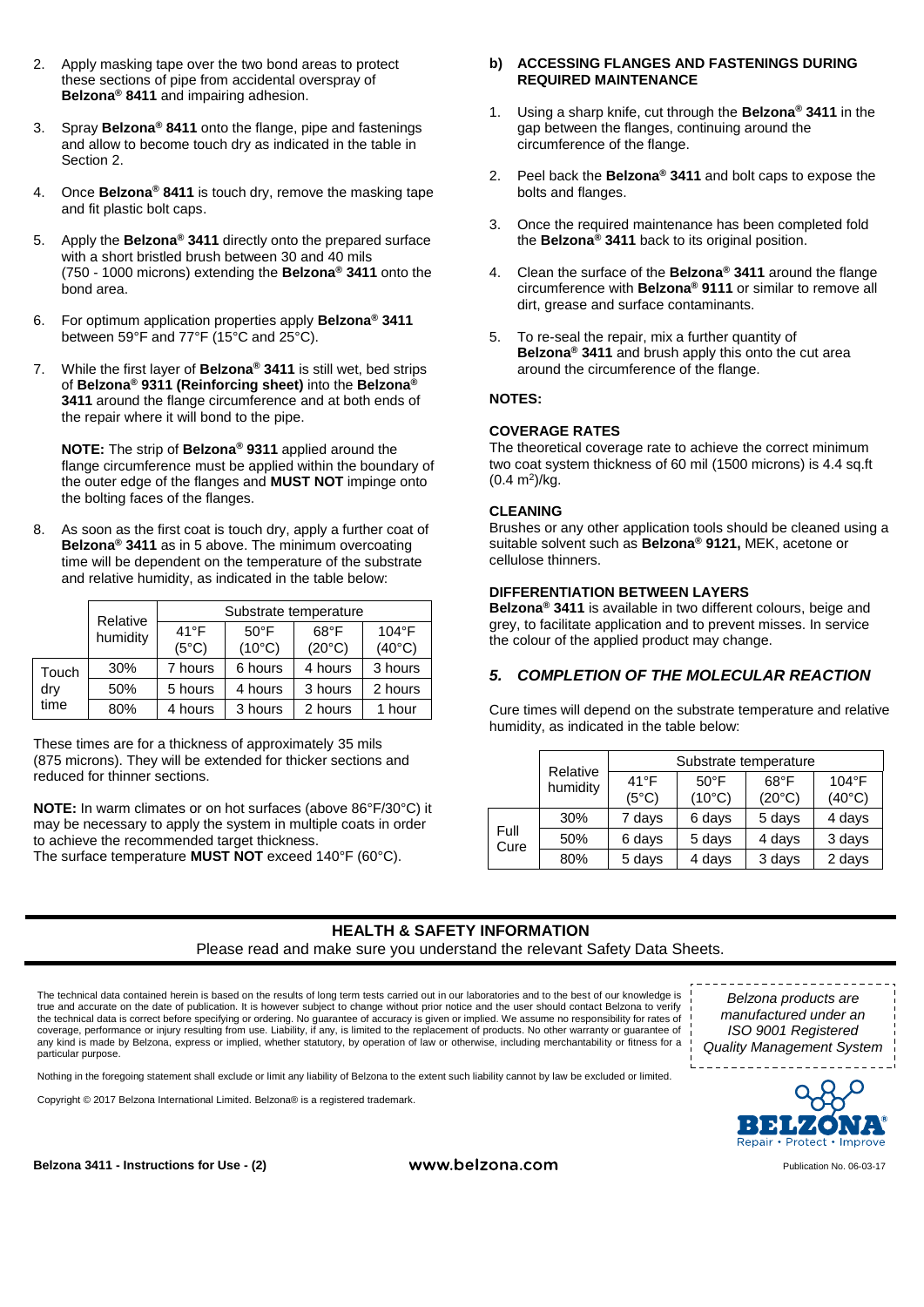2. Apply masking tape over the two bond areas to protect these sections of pipe from accidental overspray of **Belzona® 8411** and impairing adhesion.

3. Spray **Belzona® 8411** onto the flange, pipe and fastenings and allow to become touch dry as indicated in the table in Section 2.

4. Once **Belzona® 8411** is touch dry, remove the masking tape and fit plastic bolt caps.

5. Apply the **Belzona® 3411** directly onto the prepared surface with a short bristled brush between 30 and 40 mils (750 - 1000 microns) extending the **Belzona® 3411** onto the bond area.

6. For optimum application properties apply **Belzona® 3411** between 59°F and 77°F (15°C and 25°C).

7. While the first layer of **Belzona® 3411** is still wet, bed strips of **Belzona® 9311 (Reinforcing sheet)** into the **Belzona® 3411** around the flange circumference and at both ends of the repair where it will bond to the pipe.

   **NOTE:** The strip of **Belzona® 9311** applied around the flange circumference must be applied within the boundary of the outer edge of the flanges and **MUST NOT** impinge onto the bolting faces of the flanges.

8. As soon as the first coat is touch dry, apply a further coat of **Belzona® 3411** as in 5 above. The minimum overcoating time will be dependent on the temperature of the substrate and relative humidity, as indicated in the table below:

| | Relative humidity | Substrate temperature | | | |
|---|---|---|---|---|---|
| | | 41°F (5°C) | 50°F (10°C) | 68°F (20°C) | 104°F (40°C) |
| Touch dry time | 30% | 7 hours | 6 hours | 4 hours | 3 hours |
| | 50% | 5 hours | 4 hours | 3 hours | 2 hours |
| | 80% | 4 hours | 3 hours | 2 hours | 1 hour |

These times are for a thickness of approximately 35 mils (875 microns). They will be extended for thicker sections and reduced for thinner sections.

**NOTE:** In warm climates or on hot surfaces (above 86°F/30°C) it may be necessary to apply the system in multiple coats in order to achieve the recommended target thickness.
The surface temperature **MUST NOT** exceed 140°F (60°C).

**b) ACCESSING FLANGES AND FASTENINGS DURING REQUIRED MAINTENANCE**

1. Using a sharp knife, cut through the **Belzona® 3411** in the gap between the flanges, continuing around the circumference of the flange.

2. Peel back the **Belzona® 3411** and bolt caps to expose the bolts and flanges.

3. Once the required maintenance has been completed fold the **Belzona® 3411** back to its original position.

4. Clean the surface of the **Belzona® 3411** around the flange circumference with **Belzona® 9111** or similar to remove all dirt, grease and surface contaminants.

5. To re-seal the repair, mix a further quantity of **Belzona® 3411** and brush apply this onto the cut area around the circumference of the flange.

**NOTES:**

**COVERAGE RATES**

The theoretical coverage rate to achieve the correct minimum two coat system thickness of 60 mil (1500 microns) is 4.4 sq.ft (0.4 $m^2$)/kg.

**CLEANING**

Brushes or any other application tools should be cleaned using a suitable solvent such as **Belzona® 9121,** MEK, acetone or cellulose thinners.

**DIFFERENTIATION BETWEEN LAYERS**

**Belzona® 3411** is available in two different colours, beige and grey, to facilitate application and to prevent misses. In service the colour of the applied product may change.

## *5. COMPLETION OF THE MOLECULAR REACTION*

Cure times will depend on the substrate temperature and relative humidity, as indicated in the table below:

| | Relative humidity | Substrate temperature | | | |
|---|---|---|---|---|---|
| | | 41°F (5°C) | 50°F (10°C) | 68°F (20°C) | 104°F (40°C) |
| Full Cure | 30% | 7 days | 6 days | 5 days | 4 days |
| | 50% | 6 days | 5 days | 4 days | 3 days |
| | 80% | 5 days | 4 days | 3 days | 2 days |

## HEALTH & SAFETY INFORMATION

Please read and make sure you understand the relevant Safety Data Sheets.

The technical data contained herein is based on the results of long term tests carried out in our laboratories and to the best of our knowledge is true and accurate on the date of publication. It is however subject to change without prior notice and the user should contact Belzona to verify the technical data is correct before specifying or ordering. No guarantee of accuracy is given or implied. We assume no responsibility for rates of coverage, performance or injury resulting from use. Liability, if any, is limited to the replacement of products. No other warranty or guarantee of any kind is made by Belzona, express or implied, whether statutory, by operation of law or otherwise, including merchantability or fitness for a particular purpose.

Nothing in the foregoing statement shall exclude or limit any liability of Belzona to the extent such liability cannot by law be excluded or limited.

Copyright © 2017 Belzona International Limited. Belzona® is a registered trademark.

*Belzona products are manufactured under an ISO 9001 Registered Quality Management System*

BELZONA® Repair • Protect • Improve

Belzona 3411 - Instructions for Use - (2) www.belzona.com Publication No. 06-03-17